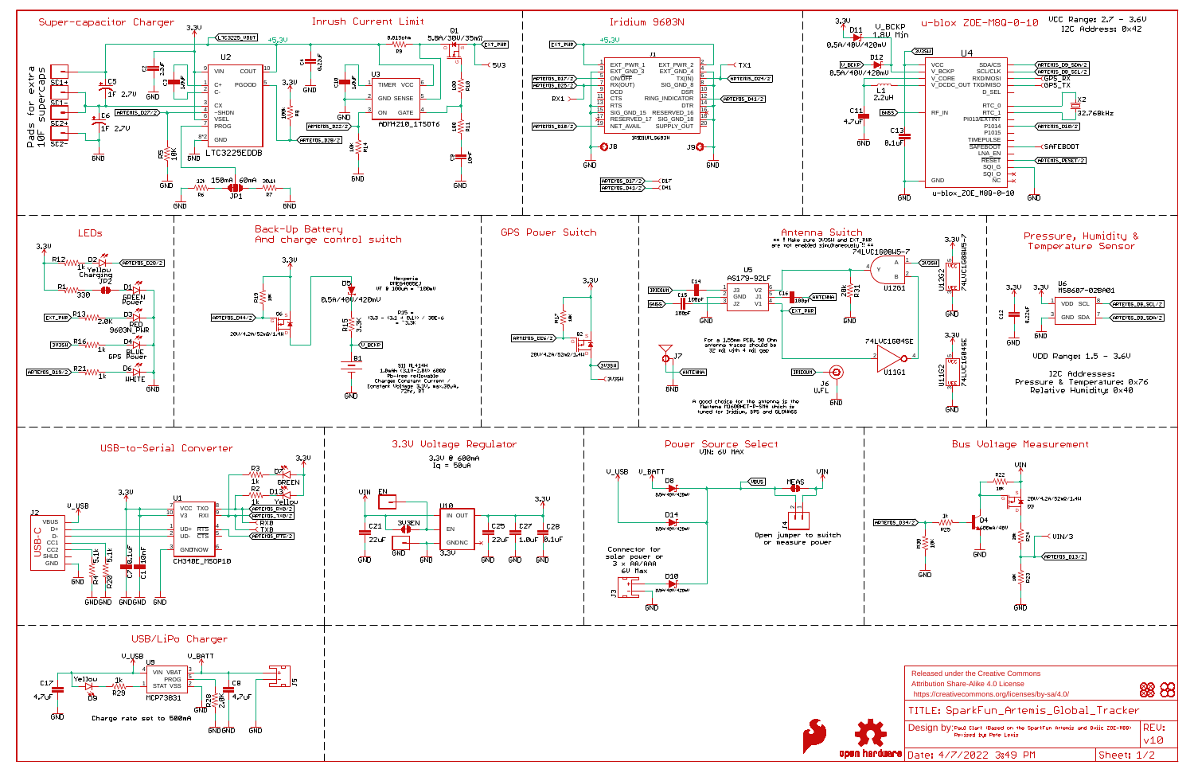# SparkFun_Artemis_Global_Tracker

## Super-capacitor Charger

Pads for extra 10F supercaps

SC1+, SC1-, SC2+, SC2-

C5 1F 2.7V
C6 1F 2.7V

U2 LTC3225EDDB
VIN, C+, C-, CX, ~SHDN, VSEL, PROG, GND, COUT, PGOOD

LTC3225_VOUT, +5.3V, 3.3V, GND

R5 10K, R8 100K

ARTEMIS_D27/2, ARTEMIS_D28/2, ARTEMIS_D22/2

150mA 60mA JP1
12k R6, 36.1k R7

## Inrush Current Limit

0.015ohm R9

Q1 5.8A/30V/35mΩ

EXT_PWR, 5V3

U3 ADM4210_1TSOT6
TIMER, VCC, GND, SENSE, ON, GATE

R14 10K, R10 100, R11 100

## Iridium 9603N

EXT_PWR, +5.3V

J1 IRIDIUM_9603N
EXT_PWR_1, EXT_GND_3, ON/OFF, RX(OUT), DCD, CTS, RTS, SIG_GND_15, RESERVED_17, NET_AVAIL, EXT_PWR_2, EXT_GND_4, TX(IN), SIG_GND_8, DSR, RING_INDICATOR, DTR, RESERVED_16, SIG_GND_18, SUPPLY_OUT

ARTEMIS_D17/2, ARTEMIS_D25/2, RX1, ARTEMIS_D18/2, TX1, ARTEMIS_D24/2, ARTEMIS_D41/2

J8, J9

ARTEMIS_D17/2 — D17
ARTEMIS_D41/2 — D41

## u-blox ZOE-M8Q-0-10

VCC Range: 2.7 - 3.6V
I2C Address: 0x42

D11 0.5A/40V/420mV
V_BCKP 1.8V Min
D12 0.5A/40V/420mV

L1 2.2uH
C11 4.7uF, C13 0.1uF

U4
VCC, V_BCKP, V_CORE, V_DCDC_OUT, RF_IN, GND, SDA/CS, SCL/CLK, RXD/MOSI, TXD/MISO, RTC_0, RTC_1, PIO13/EXTINT, P1014, P1015, TIMEPULSE, SAFEBOOT, LNA_EN, RESET, SQI_G, SQI_O, NC

u-blox_ZOE_M8Q-0-10

ARTEMIS_D8_SDA/2, ARTEMIS_D8_SCL/2, GPS_RX, GPS_TX, X2 32.768kHz, ARTEMIS_D10/2, SAFEBOOT, ARTEMIS_RESET/2

## LEDs

R12 1k, D2 Yellow Charging, ARTEMIS_D28/2
R1 330, JP2, D1 GREEN Power
R13 2.0K, D3 RED 9603N_PWR, EXT_PWR
R16 1k, D4 BLUE GPS Power, 3V3SW
R21 1k, D6 WHITE, ARTEMIS_D19/2

## Back-Up Battery And charge control switch

R19 10K, ARTEMIS_D44/2, 20V/4.2A/52mΩ/1.4W

D5 0.5A/40V/420mV
Nexperia PMEG4005EJ
VF @ 100uA = ~100mV

R15 = (3.3 - (3.1 + 0.1)) / 30E-6 = 3.3K

R15 3.3K, V_BCKP, B1

SII ML414H
1.0mAh (3.1-2.0V) 6802
Pb-free rechargeable
Charge Constant Current / Constant Voltage 3.1V, max.30uA, 72hr, RT

## GPS Power Switch

3.3V, R17 10K, ARTEMIS_D26/2, Q2 20V/4.2A/52mΩ/1.4W, 3V3SW

## Antenna Switch

** Make sure 3V3SW and EXT_PWR are not enabled simultaneously! **

U5 AS179-92LF
J3, GND, J2, V2, J1, V1

C14 100pF, C15 100pF, C16 100pF

IRIDIUM, GNSS, ANTENNA, EXT_PWR, R31 20k

74LVC1G08W5-7 U1G1, 3V3SW
74LVC1G04SE U11G1

For a 1.55mm PCB, 50 Ohm antenna traces should be 32 mil with 4 mil gap

J7, J6 U.FL

A good choice for the antenna is the Maxtena M1600HCT-P-SMA which is tuned for Iridium, GPS and GLONASS

## Pressure, Humidity & Temperature Sensor

U6 MS8607-02BA01
VDD, SCL, GND, SDA
C12 0.22uF

ARTEMIS_D8_SCL/2, ARTEMIS_D8_SDA/2

VDD Range: 1.5 - 3.6V

I2C Addresses:
Pressure & Temperature: 0x76
Relative Humidity: 0x40

## USB-to-Serial Converter

J2 USB-C
VBUS, D+, D-, CC1, CC2, SHLD, GND

U1 CH340E_MSOP10
VCC, V3, UD+, UD-, GND, TXD, RXI, RTS, CTS, TNOW

R3 1k, D7 GREEN
R2 1k, D13 Yellow

ARTEMIS_RX0/2, ARTEMIS_TX0/2, RX0, TX0, ARTEMIS_RTS/2

R4 5.1k, R20 5.1k, C7 0.1uF, C1 10nF

## 3.3V Voltage Regulator

3.3V @ 600mA
Iq = 50uA

U10 IN, OUT, EN, GND, NC, 3.3V

C21 22uF, C25 22uF, C27 1.0uF, C28 0.1uF

VIN, EN, 3V3EN

## Power Source Select

VIN: 6V MAX

V_USB, V_BATT
D8 0.5A/40V/420mV
D14 0.5A/40V/420mV
D10 0.5A/40V/420mV

VBUS, MEAS, VIN, J4

Open jumper to switch or measure power

Connector for solar power or 3 x AA/AAA 6V Max

J3

## Bus Voltage Measurement

R22 10K, 20V/4.2A/52mΩ/1.4W Q3

ARTEMIS_D34/2, R25 1k, R30 10K, Q4 500mA/40V

R24 10K, VIN/3, ARTEMIS_D13/2, R23 10K

## USB/LiPo Charger

V_USB, V_BATT

U9 MCP73831
VIN, VBAT, PROG, STAT, VSS

C17 4.7uF, D9 Yellow, R29 1k, R28 2.0K, C8 4.7uF, J5

Charge rate set to 500mA

---

Released under the Creative Commons Attribution Share-Alike 4.0 License
https://creativecommons.org/licenses/by-sa/4.0/

TITLE: SparkFun_Artemis_Global_Tracker

Design by: Paul Clark (Based on the SparkFun Artemis and Qwiic ZOE-M8Q) Revised by Pete Lewis

REV: v10

Date: 4/7/2022 3:49 PM

Sheet: 1/2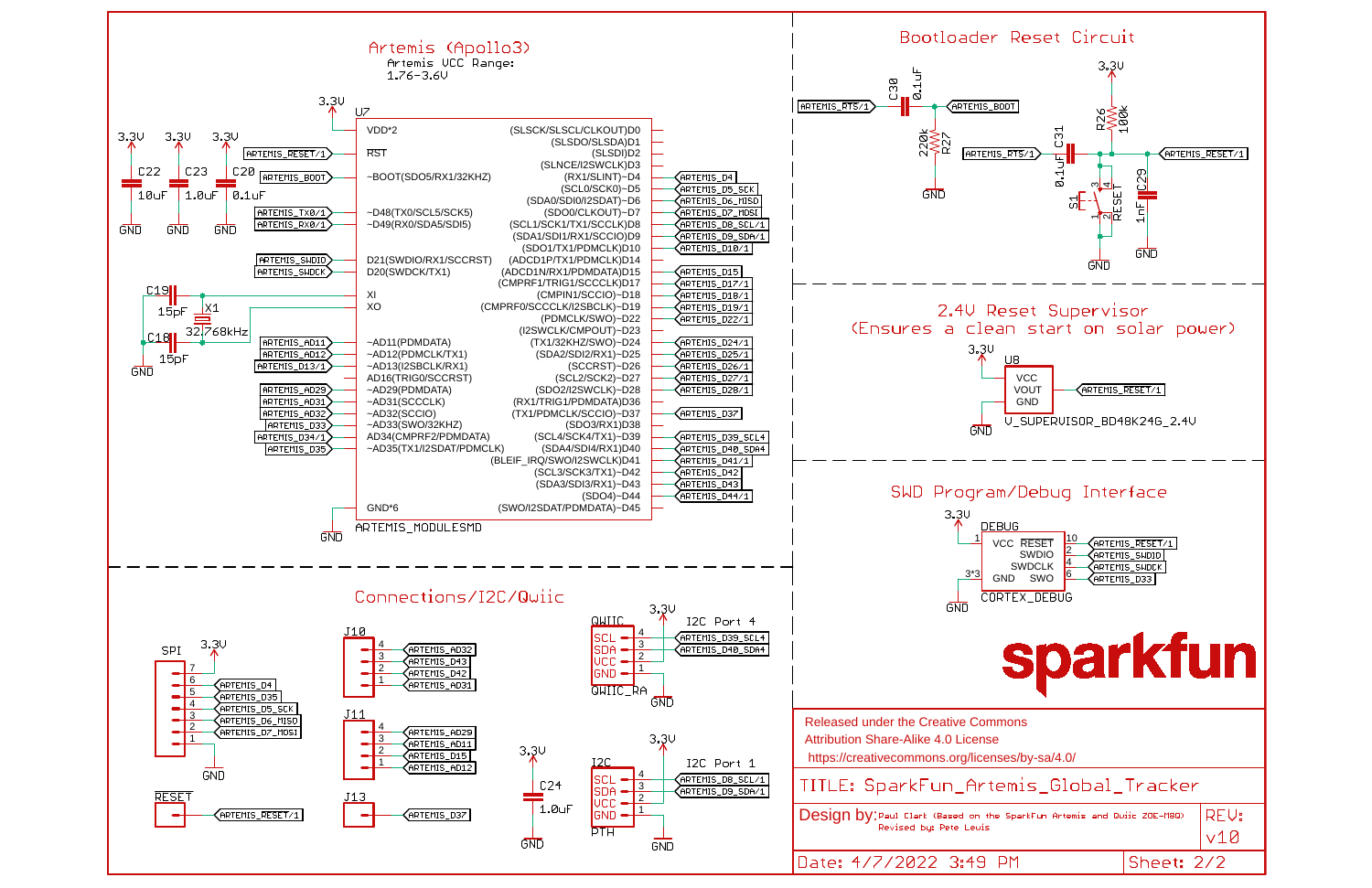## Artemis (Apollo3)

Artemis VCC Range:
1.76-3.6V

U7 — ARTEMIS_MODULESMD

VDD*2 (3.3V)
RST — ARTEMIS_RESET/1
~BOOT(SDO5/RX1/32KHZ) — ARTEMIS_BOOT
~D48(TX0/SCL5/SCK5) — ARTEMIS_TX0/1
~D49(RX0/SDA5/SDI5) — ARTEMIS_RX0/1
D21(SWDIO/RX1/SCCRST) — ARTEMIS_SWDIO
D20(SWDCK/TX1) — ARTEMIS_SWDCK
XI
XO
~AD11(PDMDATA) — ARTEMIS_AD11
~AD12(PDMCLK/TX1) — ARTEMIS_AD12
~AD13(I2SBCLK/RX1) — ARTEMIS_D13/1
AD16(TRIG0/SCCRST)
~AD29(PDMDATA) — ARTEMIS_AD29
~AD31(SCCCLK) — ARTEMIS_AD31
~AD32(SCCIO) — ARTEMIS_AD32
~AD33(SWO/32KHZ) — ARTEMIS_D33
AD34(CMPRF2/PDMDATA) — ARTEMIS_D34/1
~AD35(TX1/I2SDAT/PDMCLK) — ARTEMIS_D35
GND*6

(SLSCK/SLSCL/CLKOUT)D0
(SLSDO/SLSDA)D1
(SLSDI)D2
(SLNCE/I2CWCLK)D3
(RX1/SLINT)~D4 — ARTEMIS_D4
(SCL0/SCK0)~D5 — ARTEMIS_D5_SCK
(SDA0/SDI0/I2SDAT)~D6 — ARTEMIS_D6_MISO
(SDO0/CLKOUT)~D7 — ARTEMIS_D7_MOSI
(SCL1/SCK1/TX1/SCCCLK)D8 — ARTEMIS_D8_SCL/1
(SDA1/SDI1/RX1/SCCIO)D9 — ARTEMIS_D9_SDA/1
(SDO1/TX1/PDMCLK)D10 — ARTEMIS_D10/1
(ADCD1P/TX1/PDMCLK)D14
(ADCD1N/RX1/PDMDATA)D15 — ARTEMIS_D15
(CMPRF1/TRIG1/SCCCLK)D17 — ARTEMIS_D17/1
(CMPIN1/SCCIO)~D18 — ARTEMIS_D18/1
(CMPRF0/SCCCLK/I2SBCLK)~D19 — ARTEMIS_D19/1
(PDMCLK/SWO)~D22 — ARTEMIS_D22/1
(I2SWCLK/CMPOUT)~D23
(TX1/32KHZ/SWO)~D24 — ARTEMIS_D24/1
(SDA2/SDI2/RX1)~D25 — ARTEMIS_D25/1
(SCCRST)~D26 — ARTEMIS_D26/1
(SCL2/SCK2)~D27 — ARTEMIS_D27/1
(SDO2/I2SWCLK)~D28 — ARTEMIS_D28/1
(RX1/TRIG1/PDMDATA)D36
(TX1/PDMCLK/SCCIO)~D37 — ARTEMIS_D37
(SDO3/RX1)D38
(SCL4/SCK4/TX1)~D39 — ARTEMIS_D39_SCL4
(SDA4/SDI4/RX1)D40 — ARTEMIS_D40_SDA4
(BLEIF_IRQ/SWO/I2SWCLK)D41 — ARTEMIS_D41/1
(SCL3/SCK3/TX1)~D42 — ARTEMIS_D42
(SDA3/SDI3/RX1)~D43 — ARTEMIS_D43
(SDO4)~D44 — ARTEMIS_D44/1
(SWO/I2SDAT/PDMDATA)~D45

C22 10uF, C23 1.0uF, C20 0.1uF (3.3V to GND)
C19 15pF, C18 15pF, X1 32.768kHz

## Bootloader Reset Circuit

ARTEMIS_RTS/1 — C30 0.1uF — ARTEMIS_BOOT
R27 220k to GND
ARTEMIS_RTS/1 — C31 0.1uF — ARTEMIS_RESET/1
R26 100k to 3.3V
S1 RESET
C29 1nF to GND

## 2.4V Reset Supervisor (Ensures a clean start on solar power)

U8 — V_SUPERVISOR_BD48K24G_2.4V
VCC (3.3V), VOUT — ARTEMIS_RESET/1, GND

## SWD Program/Debug Interface

DEBUG — CORTEX_DEBUG
1 VCC (3.3V)
10 RESET — ARTEMIS_RESET/1
2 SWDIO — ARTEMIS_SWDIO
4 SWDCLK — ARTEMIS_SWDCK
6 SWO — ARTEMIS_D33
3*3 GND

## Connections/I2C/Qwiic

SPI (3.3V)
7
6 ARTEMIS_D4
5 ARTEMIS_D35
4 ARTEMIS_D5_SCK
3 ARTEMIS_D6_MISO
2 ARTEMIS_D7_MOSI
1 GND

RESET — ARTEMIS_RESET/1

J10
4 ARTEMIS_AD32
3 ARTEMIS_D43
2 ARTEMIS_D42
1 ARTEMIS_AD31

J11
4 ARTEMIS_AD29
3 ARTEMIS_AD11
2 ARTEMIS_D15
1 ARTEMIS_AD12

J13 — ARTEMIS_D37

C24 1.0uF (3.3V to GND)

QWIIC — QWIIC_RA — I2C Port 4
SCL 4 ARTEMIS_D39_SCL4
SDA 3 ARTEMIS_D40_SDA4
VCC 2 (3.3V)
GND 1

I2C — PTH — I2C Port 1
SCL 4 ARTEMIS_D8_SCL/1
SDA 3 ARTEMIS_D9_SDA/1
VCC 2 (3.3V)
GND 1

sparkfun

Released under the Creative Commons
Attribution Share-Alike 4.0 License
https://creativecommons.org/licenses/by-sa/4.0/

TITLE: SparkFun_Artemis_Global_Tracker

Design by: Paul Clark (Based on the SparkFun Artemis and Quiic ZOE-M8Q)
Revised by: Pete Lewis

REV: v10

Date: 4/7/2022 3:49 PM

Sheet: 2/2